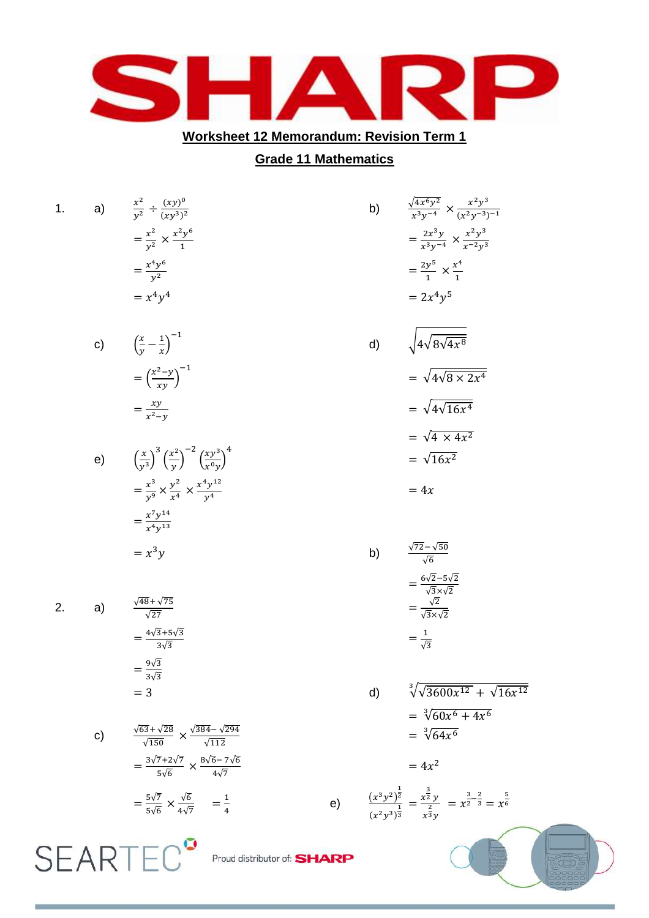## Worksheet 12 Memorandum: Revision Term 1

## Grade 11 Mathematics

1. a) 

$$\frac{x^2}{y^2} \div \frac{(xy)^0}{(xy^3)^2}$$
$$= \frac{x^2}{y^2} \times \frac{x^2y^6}{1}$$
$$= \frac{x^4y^6}{y^2}$$
$$= x^4y^4$$

b)

$$\frac{\sqrt{4x^6y^2}}{x^3y^{-4}} \times \frac{x^2y^3}{(x^2y^{-3})^{-1}}$$
$$= \frac{2x^3y}{x^3y^{-4}} \times \frac{x^2y^3}{x^{-2}y^3}$$
$$= \frac{2y^5}{1} \times \frac{x^4}{1}$$
$$= 2x^4y^5$$

c)

$$\left(\frac{x}{y} - \frac{1}{x}\right)^{-1}$$
$$= \left(\frac{x^2-y}{xy}\right)^{-1}$$
$$= \frac{xy}{x^2-y}$$

d)

$$\sqrt{4\sqrt{8\sqrt{4x^8}}}$$
$$= \sqrt{4\sqrt{8 \times 2x^4}}$$
$$= \sqrt{4\sqrt{16x^4}}$$
$$= \sqrt{4 \times 4x^2}$$
$$= \sqrt{16x^2}$$
$$= 4x$$

e)

$$\left(\frac{x}{y^3}\right)^3 \left(\frac{x^2}{y}\right)^{-2} \left(\frac{xy^3}{x^0y}\right)^4$$
$$= \frac{x^3}{y^9} \times \frac{y^2}{x^4} \times \frac{x^4y^{12}}{y^4}$$
$$= \frac{x^7y^{14}}{x^4y^{13}}$$
$$= x^3y$$

2. a)

$$\frac{\sqrt{48}+\sqrt{75}}{\sqrt{27}}$$
$$= \frac{4\sqrt{3}+5\sqrt{3}}{3\sqrt{3}}$$
$$= \frac{9\sqrt{3}}{3\sqrt{3}}$$
$$= 3$$

b)

$$\frac{\sqrt{72}-\sqrt{50}}{\sqrt{6}}$$
$$= \frac{6\sqrt{2}-5\sqrt{2}}{\sqrt{3}\times\sqrt{2}}$$
$$= \frac{\sqrt{2}}{\sqrt{3}\times\sqrt{2}}$$
$$= \frac{1}{\sqrt{3}}$$

c)

$$\frac{\sqrt{63}+\sqrt{28}}{\sqrt{150}} \times \frac{\sqrt{384}-\sqrt{294}}{\sqrt{112}}$$
$$= \frac{3\sqrt{7}+2\sqrt{7}}{5\sqrt{6}} \times \frac{8\sqrt{6}-7\sqrt{6}}{4\sqrt{7}}$$
$$= \frac{5\sqrt{7}}{5\sqrt{6}} \times \frac{\sqrt{6}}{4\sqrt{7}} \quad = \frac{1}{4}$$

d)

$$\sqrt[3]{\sqrt{3600x^{12}} + \sqrt{16x^{12}}}$$
$$= \sqrt[3]{60x^6 + 4x^6}$$
$$= \sqrt[3]{64x^6}$$
$$= 4x^2$$

e)

$$\frac{(x^3y^2)^{\frac{1}{2}}}{(x^2y^3)^{\frac{1}{3}}} = \frac{x^{\frac{3}{2}}y}{x^{\frac{2}{3}}y} = x^{\frac{3}{2}-\frac{2}{3}} = x^{\frac{5}{6}}$$

SEARTEC Proud distributor of: SHARP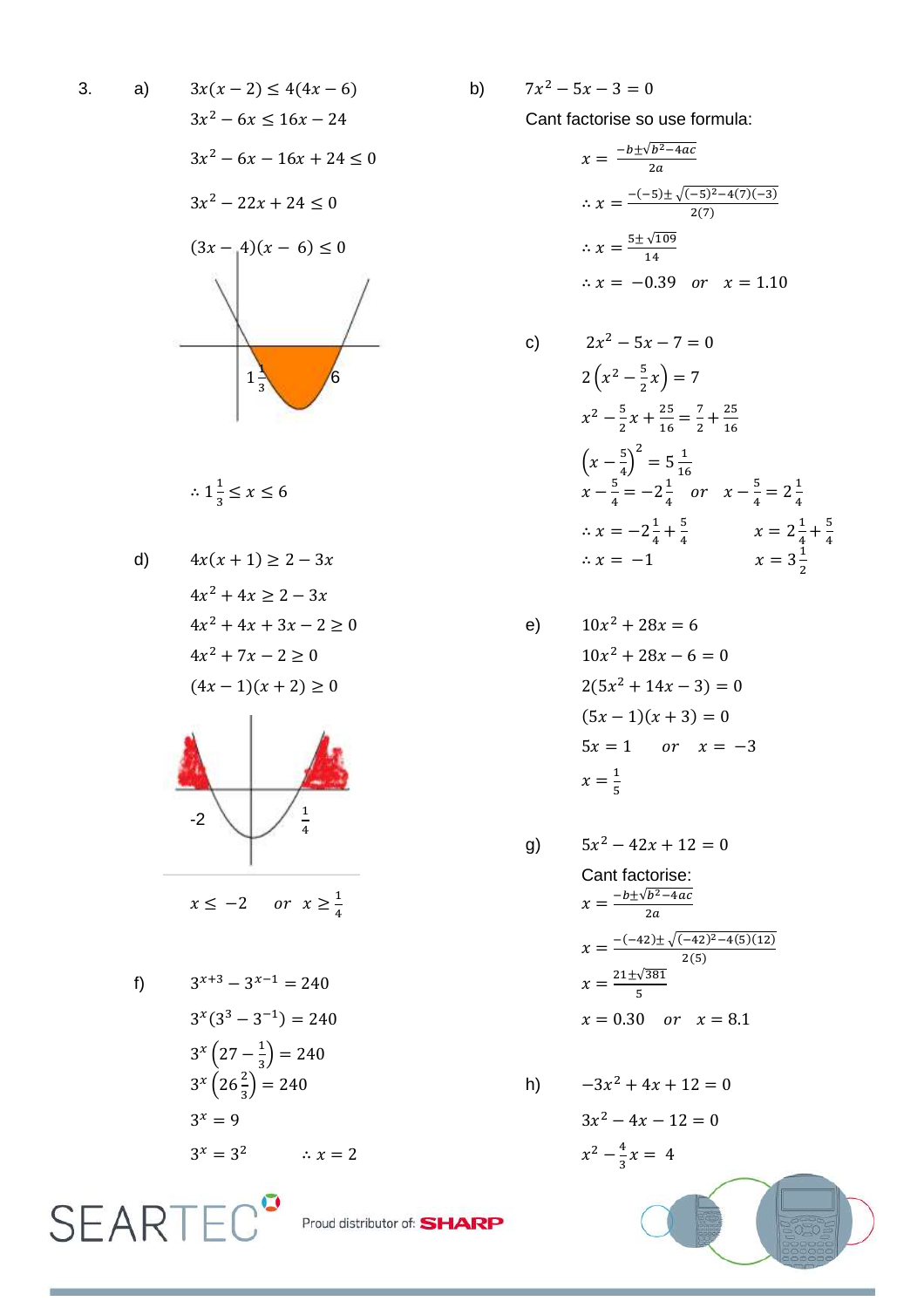3\.

a) $3x(x-2) \leq 4(4x-6)$

$3x^2 - 6x \leq 16x - 24$

$3x^2 - 6x - 16x + 24 \leq 0$

$3x^2 - 22x + 24 \leq 0$

$(3x-4)(x-6) \leq 0$

$1\frac{1}{3}$ &nbsp;&nbsp;&nbsp; 6

$\therefore 1\frac{1}{3} \leq x \leq 6$

b) $7x^2 - 5x - 3 = 0$

Cant factorise so use formula:

$x = \frac{-b \pm \sqrt{b^2-4ac}}{2a}$

$\therefore x = \frac{-(-5) \pm \sqrt{(-5)^2 - 4(7)(-3)}}{2(7)}$

$\therefore x = \frac{5 \pm \sqrt{109}}{14}$

$\therefore x = -0.39 \quad or \quad x = 1.10$

c) $2x^2 - 5x - 7 = 0$

$2\left(x^2 - \frac{5}{2}x\right) = 7$

$x^2 - \frac{5}{2}x + \frac{25}{16} = \frac{7}{2} + \frac{25}{16}$

$\left(x - \frac{5}{4}\right)^2 = 5\frac{1}{16}$

$x - \frac{5}{4} = -2\frac{1}{4} \quad or \quad x - \frac{5}{4} = 2\frac{1}{4}$

$\therefore x = -2\frac{1}{4} + \frac{5}{4} \qquad x = 2\frac{1}{4} + \frac{5}{4}$

$\therefore x = -1 \qquad x = 3\frac{1}{2}$

d) $4x(x+1) \geq 2 - 3x$

$4x^2 + 4x \geq 2 - 3x$

$4x^2 + 4x + 3x - 2 \geq 0$

$4x^2 + 7x - 2 \geq 0$

$(4x-1)(x+2) \geq 0$

-2 &nbsp;&nbsp;&nbsp; $\frac{1}{4}$

$x \leq -2 \quad or \quad x \geq \frac{1}{4}$

e) $10x^2 + 28x = 6$

$10x^2 + 28x - 6 = 0$

$2(5x^2 + 14x - 3) = 0$

$(5x-1)(x+3) = 0$

$5x = 1 \quad or \quad x = -3$

$x = \frac{1}{5}$

f) $3^{x+3} - 3^{x-1} = 240$

$3^x(3^3 - 3^{-1}) = 240$

$3^x\left(27 - \frac{1}{3}\right) = 240$

$3^x\left(26\frac{2}{3}\right) = 240$

$3^x = 9$

$3^x = 3^2 \qquad \therefore x = 2$

g) $5x^2 - 42x + 12 = 0$

Cant factorise:

$x = \frac{-b \pm \sqrt{b^2-4ac}}{2a}$

$x = \frac{-(-42) \pm \sqrt{(-42)^2 - 4(5)(12)}}{2(5)}$

$x = \frac{21 \pm \sqrt{381}}{5}$

$x = 0.30 \quad or \quad x = 8.1$

h) $-3x^2 + 4x + 12 = 0$

$3x^2 - 4x - 12 = 0$

$x^2 - \frac{4}{3}x = 4$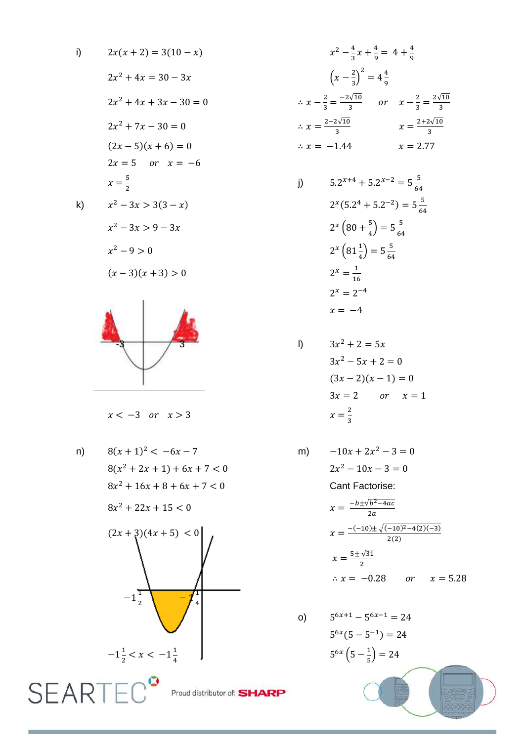i) $2x(x+2) = 3(10-x)$

$2x^2 + 4x = 30 - 3x$

$2x^2 + 4x + 3x - 30 = 0$

$2x^2 + 7x - 30 = 0$

$(2x-5)(x+6) = 0$

$2x = 5 \quad or \quad x = -6$

$x = \frac{5}{2}$

$x^2 - \frac{4}{3}x + \frac{4}{9} = 4 + \frac{4}{9}$

$\left(x - \frac{2}{3}\right)^2 = 4\frac{4}{9}$

$\therefore x - \frac{2}{3} = \frac{-2\sqrt{10}}{3} \quad or \quad x - \frac{2}{3} = \frac{2\sqrt{10}}{3}$

$\therefore x = \frac{2-2\sqrt{10}}{3} \qquad x = \frac{2+2\sqrt{10}}{3}$

$\therefore x = -1.44 \qquad x = 2.77$

j) $5.2^{x+4} + 5.2^{x-2} = 5\frac{5}{64}$

$2^x(5.2^4 + 5.2^{-2}) = 5\frac{5}{64}$

$2^x\left(80 + \frac{5}{4}\right) = 5\frac{5}{64}$

$2^x\left(81\frac{1}{4}\right) = 5\frac{5}{64}$

$2^x = \frac{1}{16}$

$2^x = 2^{-4}$

$x = -4$

k) $x^2 - 3x > 3(3-x)$

$x^2 - 3x > 9 - 3x$

$x^2 - 9 > 0$

$(x-3)(x+3) > 0$

-3 3

$x < -3 \quad or \quad x > 3$

l) $3x^2 + 2 = 5x$

$3x^2 - 5x + 2 = 0$

$(3x-2)(x-1) = 0$

$3x = 2 \quad or \quad x = 1$

$x = \frac{2}{3}$

m) $-10x + 2x^2 - 3 = 0$

$2x^2 - 10x - 3 = 0$

Cant Factorise:

$x = \frac{-b \pm \sqrt{b^2-4ac}}{2a}$

$x = \frac{-(-10) \pm \sqrt{(-10)^2 - 4(2)(-3)}}{2(2)}$

$x = \frac{5 \pm \sqrt{31}}{2}$

$\therefore x = -0.28 \quad or \quad x = 5.28$

n) $8(x+1)^2 < -6x - 7$

$8(x^2 + 2x + 1) + 6x + 7 < 0$

$8x^2 + 16x + 8 + 6x + 7 < 0$

$8x^2 + 22x + 15 < 0$

$(2x+3)(4x+5) < 0$

$-1\frac{1}{2}$ $-1\frac{1}{4}$

$-1\frac{1}{2} < x < -1\frac{1}{4}$

o) $5^{6x+1} - 5^{6x-1} = 24$

$5^{6x}(5 - 5^{-1}) = 24$

$5^{6x}\left(5 - \frac{1}{5}\right) = 24$

SEARTEC Proud distributor of: SHARP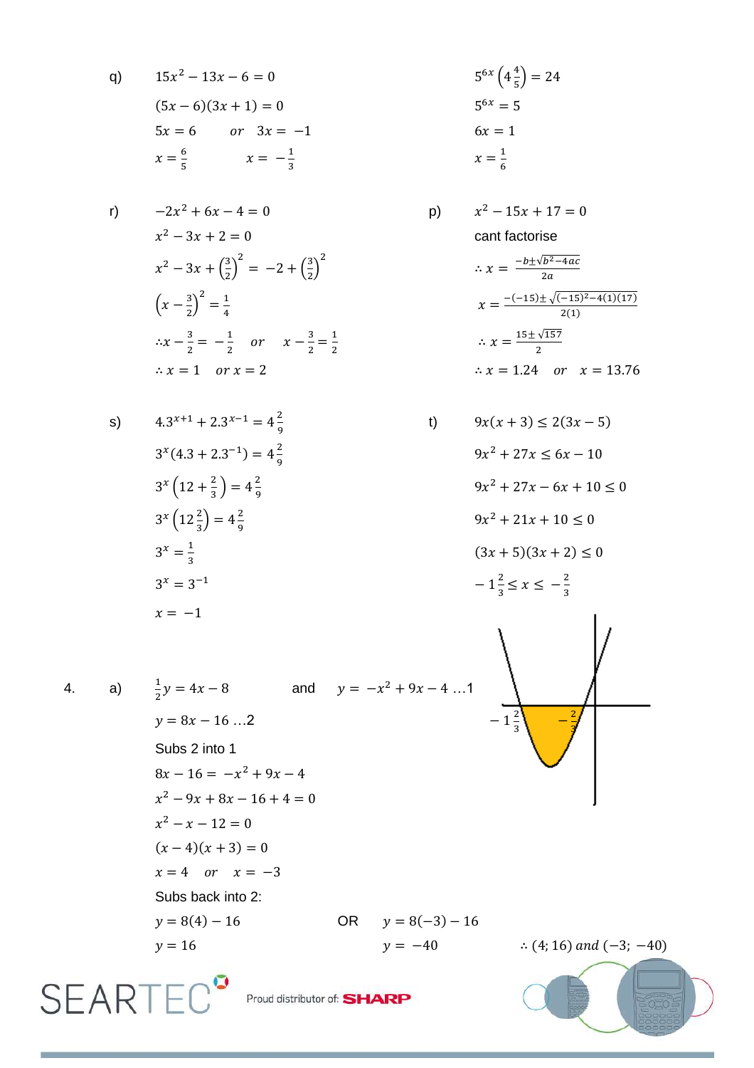q) $15x^2 - 13x - 6 = 0$

$(5x - 6)(3x + 1) = 0$

$5x = 6 \quad or \quad 3x = -1$

$x = \frac{6}{5} \qquad x = -\frac{1}{3}$

$5^{6x}\left(4\frac{4}{5}\right) = 24$

$5^{6x} = 5$

$6x = 1$

$x = \frac{1}{6}$

r) $-2x^2 + 6x - 4 = 0$

$x^2 - 3x + 2 = 0$

$x^2 - 3x + \left(\frac{3}{2}\right)^2 = -2 + \left(\frac{3}{2}\right)^2$

$\left(x - \frac{3}{2}\right)^2 = \frac{1}{4}$

$\therefore x - \frac{3}{2} = -\frac{1}{2} \quad or \quad x - \frac{3}{2} = \frac{1}{2}$

$\therefore x = 1 \quad or\ x = 2$

p) $x^2 - 15x + 17 = 0$

cant factorise

$\therefore x = \frac{-b \pm \sqrt{b^2 - 4ac}}{2a}$

$x = \frac{-(-15) \pm \sqrt{(-15)^2 - 4(1)(17)}}{2(1)}$

$\therefore x = \frac{15 \pm \sqrt{157}}{2}$

$\therefore x = 1.24 \quad or \quad x = 13.76$

s) $4.3^{x+1} + 2.3^{x-1} = 4\frac{2}{9}$

$3^x(4.3 + 2.3^{-1}) = 4\frac{2}{9}$

$3^x\left(12 + \frac{2}{3}\right) = 4\frac{2}{9}$

$3^x\left(12\frac{2}{3}\right) = 4\frac{2}{9}$

$3^x = \frac{1}{3}$

$3^x = 3^{-1}$

$x = -1$

t) $9x(x + 3) \leq 2(3x - 5)$

$9x^2 + 27x \leq 6x - 10$

$9x^2 + 27x - 6x + 10 \leq 0$

$9x^2 + 21x + 10 \leq 0$

$(3x + 5)(3x + 2) \leq 0$

$-1\frac{2}{3} \leq x \leq -\frac{2}{3}$

4. a) $\frac{1}{2}y = 4x - 8$ and $y = -x^2 + 9x - 4$ …1

$y = 8x - 16$ …2

Subs 2 into 1

$8x - 16 = -x^2 + 9x - 4$

$x^2 - 9x + 8x - 16 + 4 = 0$

$x^2 - x - 12 = 0$

$(x - 4)(x + 3) = 0$

$x = 4 \quad or \quad x = -3$

Subs back into 2:

$y = 8(4) - 16 \qquad$ OR $\qquad y = 8(-3) - 16$

$y = 16 \qquad\qquad y = -40$

$\therefore (4; 16)\ and\ (-3; -40)$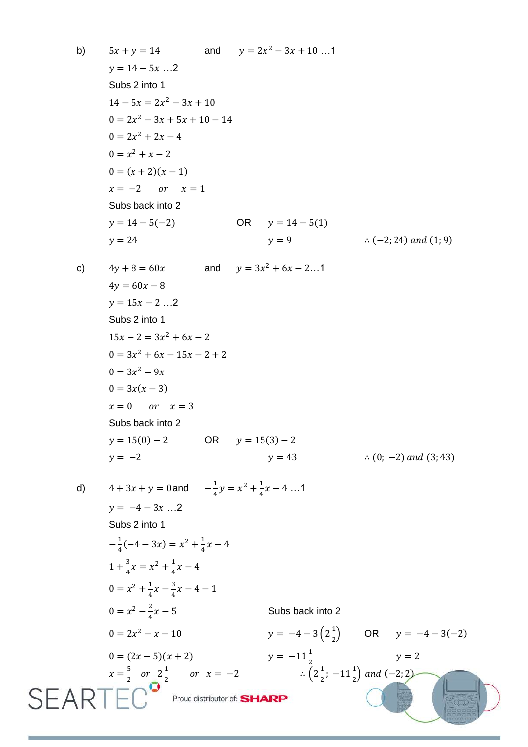b) $5x + y = 14$ and $y = 2x^2 - 3x + 10$ …1

$y = 14 - 5x$ …2

Subs 2 into 1

$14 - 5x = 2x^2 - 3x + 10$

$0 = 2x^2 - 3x + 5x + 10 - 14$

$0 = 2x^2 + 2x - 4$

$0 = x^2 + x - 2$

$0 = (x + 2)(x - 1)$

$x = -2 \quad or \quad x = 1$

Subs back into 2

$y = 14 - 5(-2)$ OR $y = 14 - 5(1)$

$y = 24$ $\qquad y = 9$ $\qquad \therefore (-2; 24)\ and\ (1; 9)$

c) $4y + 8 = 60x$ and $y = 3x^2 + 6x - 2$…1

$4y = 60x - 8$

$y = 15x - 2$ …2

Subs 2 into 1

$15x - 2 = 3x^2 + 6x - 2$

$0 = 3x^2 + 6x - 15x - 2 + 2$

$0 = 3x^2 - 9x$

$0 = 3x(x - 3)$

$x = 0 \quad or \quad x = 3$

Subs back into 2

$y = 15(0) - 2$ OR $y = 15(3) - 2$

$y = -2$ $\qquad y = 43$ $\qquad \therefore (0; -2)\ and\ (3; 43)$

d) $4 + 3x + y = 0$ and $-\frac{1}{4}y = x^2 + \frac{1}{4}x - 4$ …1

$y = -4 - 3x$ …2

Subs 2 into 1

$-\frac{1}{4}(-4 - 3x) = x^2 + \frac{1}{4}x - 4$

$1 + \frac{3}{4}x = x^2 + \frac{1}{4}x - 4$

$0 = x^2 + \frac{1}{4}x - \frac{3}{4}x - 4 - 1$

$0 = x^2 - \frac{2}{4}x - 5$

$0 = 2x^2 - x - 10$

$0 = (2x - 5)(x + 2)$

$x = \frac{5}{2} \quad or \quad 2\frac{1}{2} \quad or \quad x = -2$

Subs back into 2

$y = -4 - 3\left(2\frac{1}{2}\right)$ OR $y = -4 - 3(-2)$

$y = -11\frac{1}{2}$ $\qquad y = 2$

$\therefore \left(2\frac{1}{2}; -11\frac{1}{2}\right)\ and\ (-2; 2)$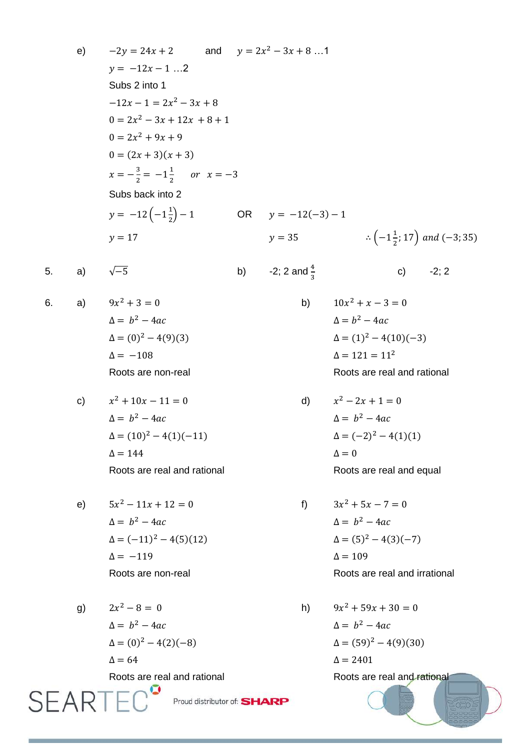e) $-2y = 24x + 2$ and $y = 2x^2 - 3x + 8$ …1

$y = -12x - 1$ …2

Subs 2 into 1

$-12x - 1 = 2x^2 - 3x + 8$

$0 = 2x^2 - 3x + 12x + 8 + 1$

$0 = 2x^2 + 9x + 9$

$0 = (2x + 3)(x + 3)$

$x = -\frac{3}{2} = -1\frac{1}{2}$ or $x = -3$

Subs back into 2

$y = -12\left(-1\frac{1}{2}\right) - 1$ OR $y = -12(-3) - 1$

$y = 17$ $y = 35$ $\therefore \left(-1\frac{1}{2}; 17\right)$ and $(-3; 35)$

5. a) $\sqrt{-5}$ b) -2; 2 and $\frac{4}{3}$ c) -2; 2

6. a) $9x^2 + 3 = 0$

$\Delta = b^2 - 4ac$

$\Delta = (0)^2 - 4(9)(3)$

$\Delta = -108$

Roots are non-real

b) $10x^2 + x - 3 = 0$

$\Delta = b^2 - 4ac$

$\Delta = (1)^2 - 4(10)(-3)$

$\Delta = 121 = 11^2$

Roots are real and rational

c) $x^2 + 10x - 11 = 0$

$\Delta = b^2 - 4ac$

$\Delta = (10)^2 - 4(1)(-11)$

$\Delta = 144$

Roots are real and rational

d) $x^2 - 2x + 1 = 0$

$\Delta = b^2 - 4ac$

$\Delta = (-2)^2 - 4(1)(1)$

$\Delta = 0$

Roots are real and equal

e) $5x^2 - 11x + 12 = 0$

$\Delta = b^2 - 4ac$

$\Delta = (-11)^2 - 4(5)(12)$

$\Delta = -119$

Roots are non-real

f) $3x^2 + 5x - 7 = 0$

$\Delta = b^2 - 4ac$

$\Delta = (5)^2 - 4(3)(-7)$

$\Delta = 109$

Roots are real and irrational

g) $2x^2 - 8 = 0$

$\Delta = b^2 - 4ac$

$\Delta = (0)^2 - 4(2)(-8)$

$\Delta = 64$

Roots are real and rational

h) $9x^2 + 59x + 30 = 0$

$\Delta = b^2 - 4ac$

$\Delta = (59)^2 - 4(9)(30)$

$\Delta = 2401$

Roots are real and rational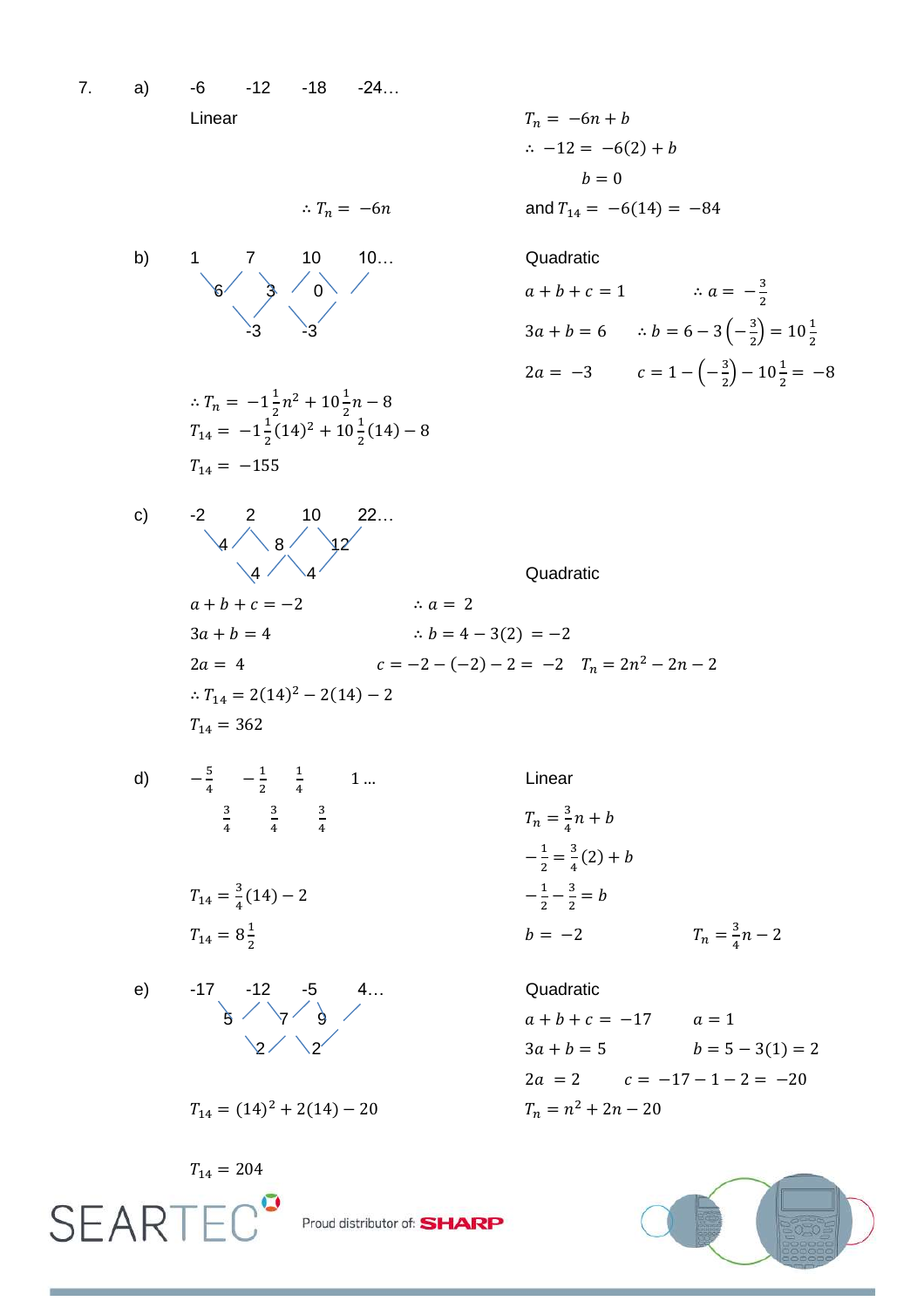7\. a) -6 -12 -18 -24…

Linear

$T_n = -6n + b$

$\therefore -12 = -6(2) + b$

$b = 0$

$\therefore T_n = -6n$

and $T_{14} = -6(14) = -84$

b) 1 7 10 10…

First differences: 6 3 0

Second differences: -3 -3

Quadratic

$a + b + c = 1$  $\therefore a = -\frac{3}{2}$

$3a + b = 6$  $\therefore b = 6 - 3\left(-\frac{3}{2}\right) = 10\frac{1}{2}$

$2a = -3$  $c = 1 - \left(-\frac{3}{2}\right) - 10\frac{1}{2} = -8$

$\therefore T_n = -1\frac{1}{2}n^2 + 10\frac{1}{2}n - 8$

$T_{14} = -1\frac{1}{2}(14)^2 + 10\frac{1}{2}(14) - 8$

$T_{14} = -155$

c) -2 2 10 22…

First differences: 4 8 12

Second differences: 4 4

Quadratic

$a + b + c = -2$  $\therefore a = 2$

$3a + b = 4$  $\therefore b = 4 - 3(2) = -2$

$2a = 4$  $c = -2 - (-2) - 2 = -2$  $T_n = 2n^2 - 2n - 2$

$\therefore T_{14} = 2(14)^2 - 2(14) - 2$

$T_{14} = 362$

d) $-\frac{5}{4}$ $-\frac{1}{2}$ $\frac{1}{4}$ 1 …

First differences: $\frac{3}{4}$ $\frac{3}{4}$ $\frac{3}{4}$

Linear

$T_n = \frac{3}{4}n + b$

$-\frac{1}{2} = \frac{3}{4}(2) + b$

$-\frac{1}{2} - \frac{3}{2} = b$

$b = -2$  $T_n = \frac{3}{4}n - 2$

$T_{14} = \frac{3}{4}(14) - 2$

$T_{14} = 8\frac{1}{2}$

e) -17 -12 -5 4…

First differences: 5 7 9

Second differences: 2 2

Quadratic

$a + b + c = -17$  $a = 1$

$3a + b = 5$  $b = 5 - 3(1) = 2$

$2a = 2$  $c = -17 - 1 - 2 = -20$

$T_n = n^2 + 2n - 20$

$T_{14} = (14)^2 + 2(14) - 20$

$T_{14} = 204$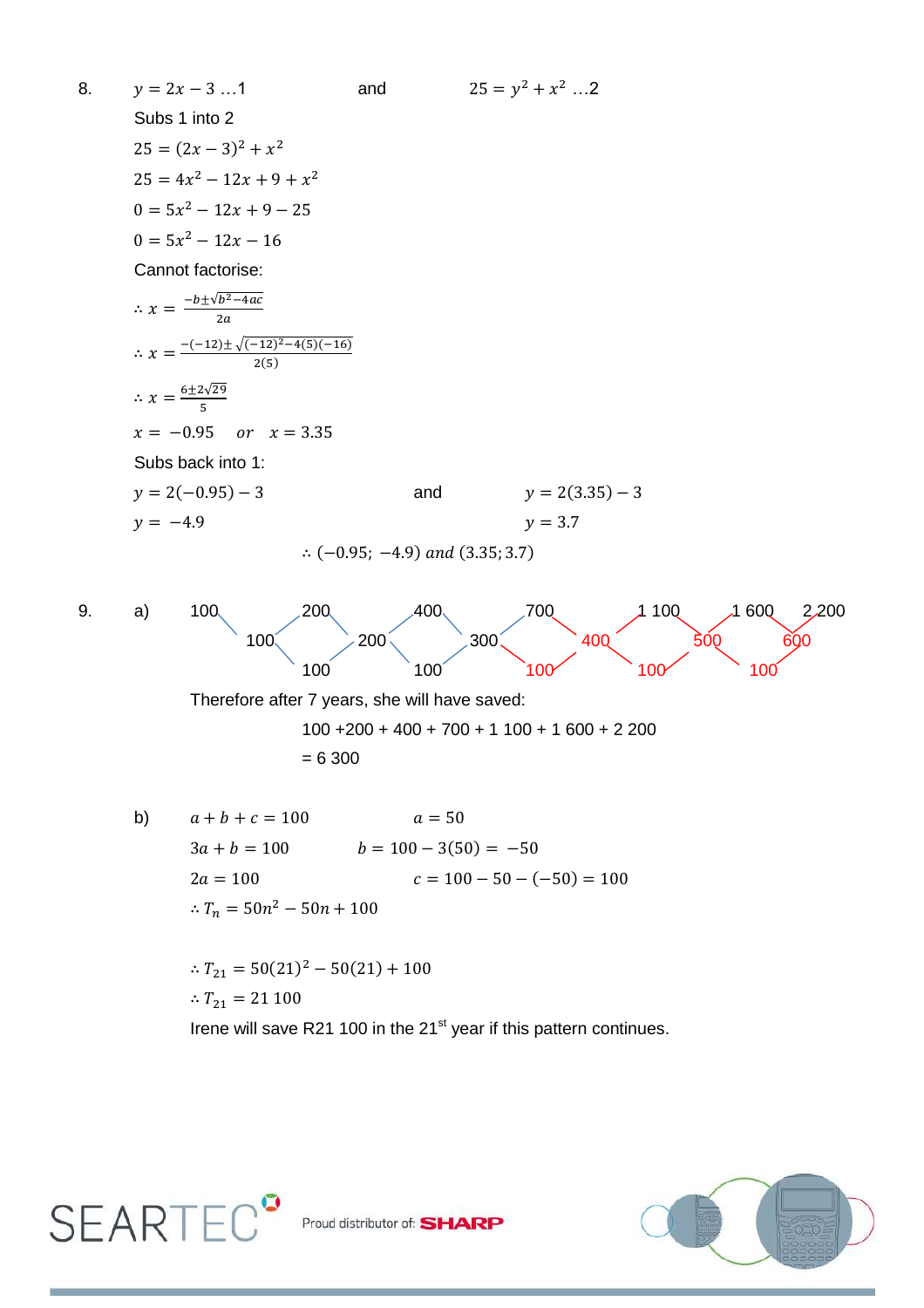8. $y = 2x - 3$ …1 and $25 = y^2 + x^2$ …2

Subs 1 into 2

$25 = (2x - 3)^2 + x^2$

$25 = 4x^2 - 12x + 9 + x^2$

$0 = 5x^2 - 12x + 9 - 25$

$0 = 5x^2 - 12x - 16$

Cannot factorise:

$\therefore x = \frac{-b \pm \sqrt{b^2 - 4ac}}{2a}$

$\therefore x = \frac{-(-12) \pm \sqrt{(-12)^2 - 4(5)(-16)}}{2(5)}$

$\therefore x = \frac{6 \pm 2\sqrt{29}}{5}$

$x = -0.95 \quad or \quad x = 3.35$

Subs back into 1:

$y = 2(-0.95) - 3$ and $y = 2(3.35) - 3$

$y = -4.9$ $\quad$ $y = 3.7$

$\therefore (-0.95; -4.9)\ and\ (3.35; 3.7)$

9. a)

100 200 400 700 1 100 1 600 2 200

100 200 300 400 500 600

100 100 100 100 100

Therefore after 7 years, she will have saved:

100 +200 + 400 + 700 + 1 100 + 1 600 + 2 200

= 6 300

b)

$a + b + c = 100$ $\quad$ $a = 50$

$3a + b = 100$ $\quad$ $b = 100 - 3(50) = -50$

$2a = 100$ $\quad$ $c = 100 - 50 - (-50) = 100$

$\therefore T_n = 50n^2 - 50n + 100$

$\therefore T_{21} = 50(21)^2 - 50(21) + 100$

$\therefore T_{21} = 21\,100$

Irene will save R21 100 in the 21st year if this pattern continues.